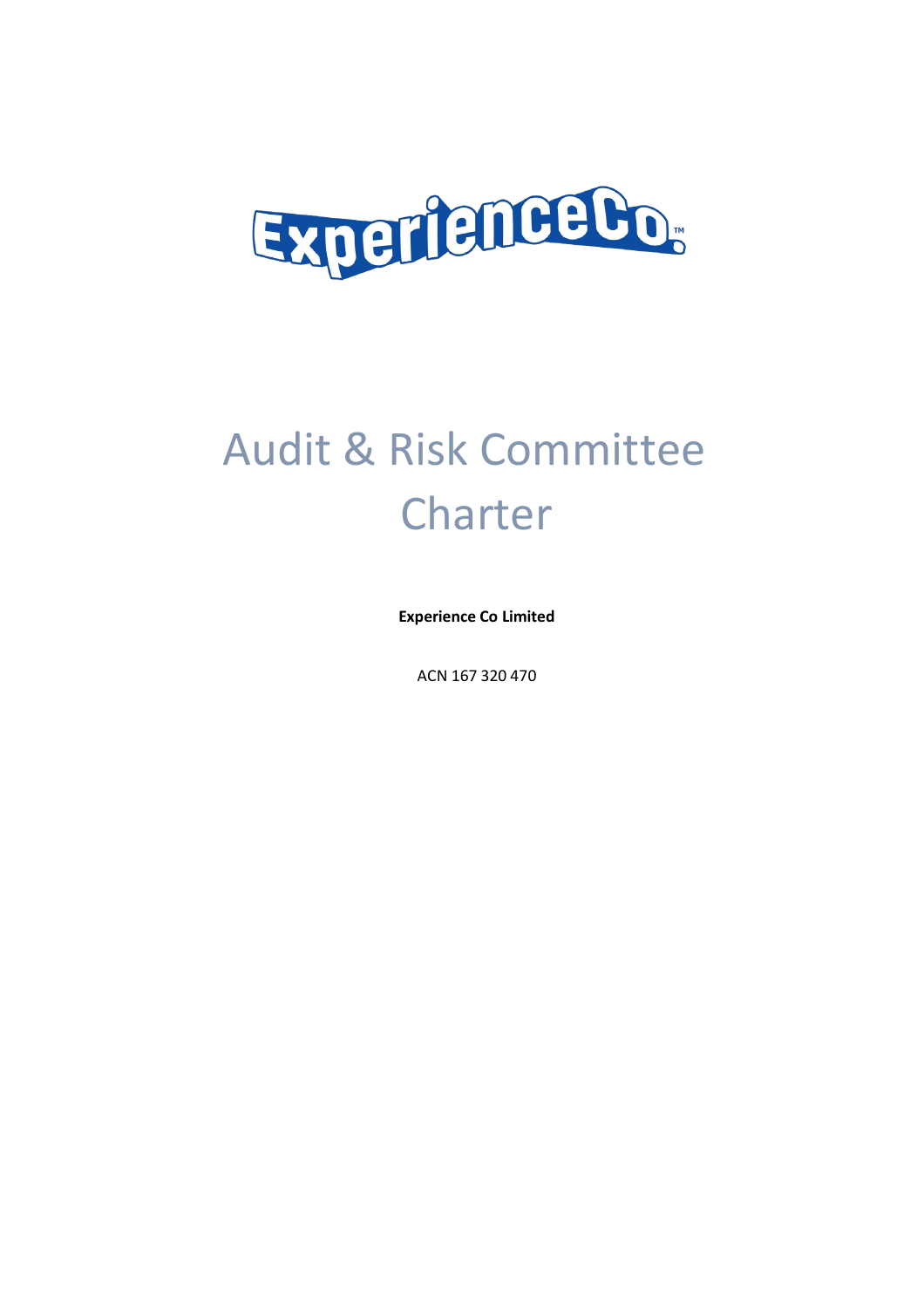# Audit & Risk Committee Charter

**Experience Co Limited**

ACN 167 320 470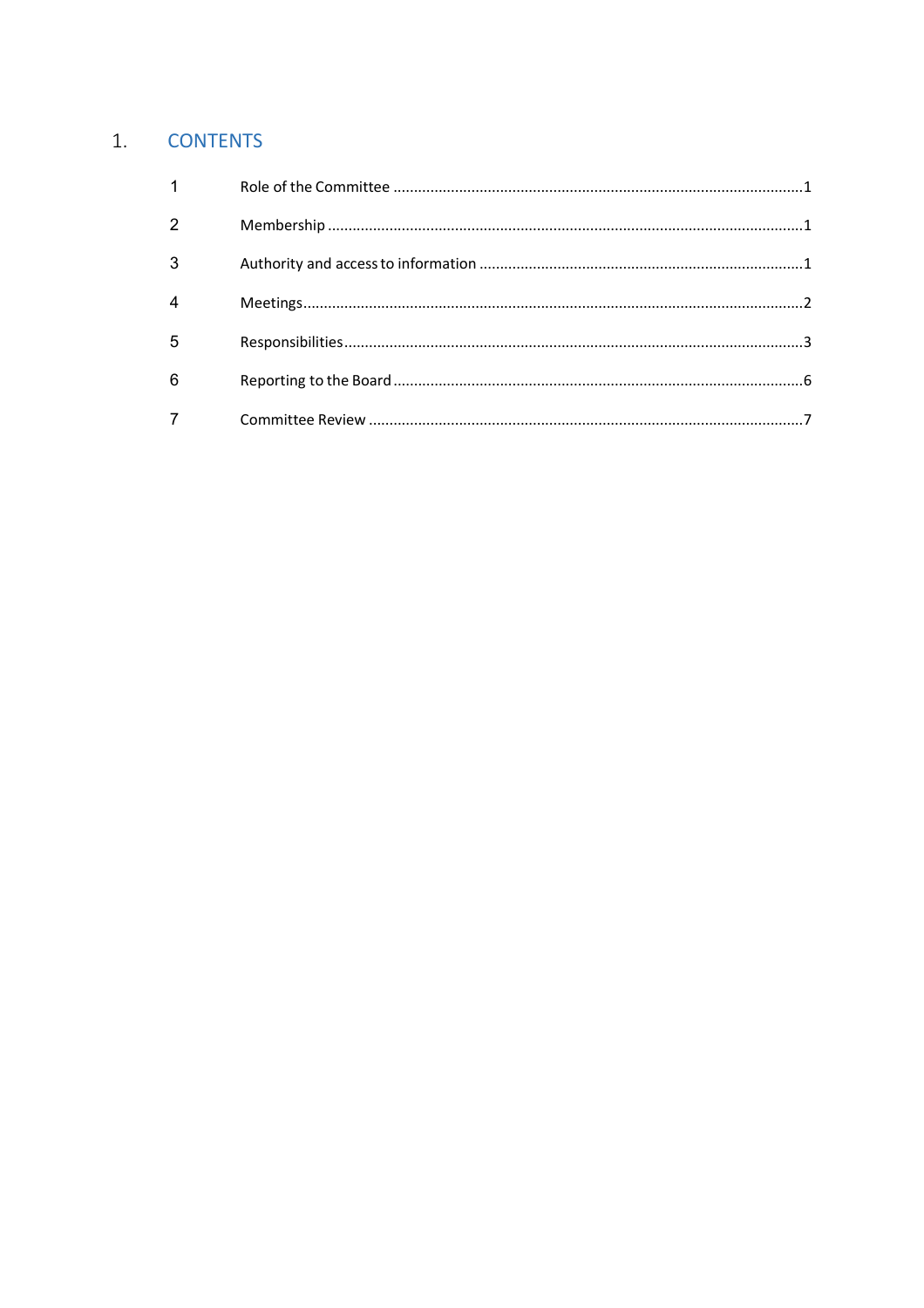# 1. CONTENTS

| | | |
|---|---|---|
| 1 | Role of the Committee | 1 |
| 2 | Membership | 1 |
| 3 | Authority and access to information | 1 |
| 4 | Meetings | 2 |
| 5 | Responsibilities | 3 |
| 6 | Reporting to the Board | 6 |
| 7 | Committee Review | 7 |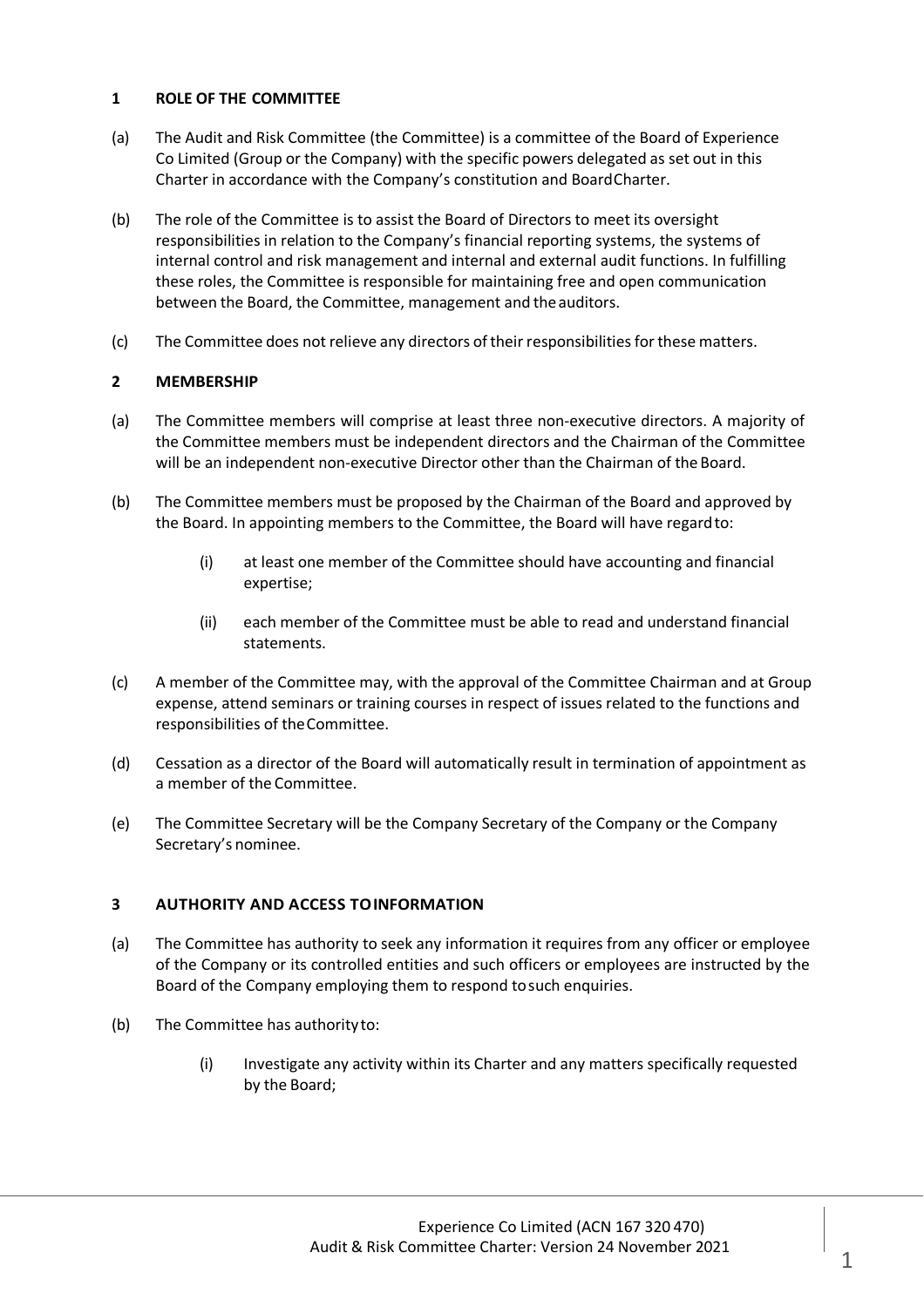## 1 ROLE OF THE COMMITTEE

(a) The Audit and Risk Committee (the Committee) is a committee of the Board of Experience Co Limited (Group or the Company) with the specific powers delegated as set out in this Charter in accordance with the Company's constitution and Board Charter.

(b) The role of the Committee is to assist the Board of Directors to meet its oversight responsibilities in relation to the Company's financial reporting systems, the systems of internal control and risk management and internal and external audit functions. In fulfilling these roles, the Committee is responsible for maintaining free and open communication between the Board, the Committee, management and the auditors.

(c) The Committee does not relieve any directors of their responsibilities for these matters.

## 2 MEMBERSHIP

(a) The Committee members will comprise at least three non-executive directors. A majority of the Committee members must be independent directors and the Chairman of the Committee will be an independent non-executive Director other than the Chairman of the Board.

(b) The Committee members must be proposed by the Chairman of the Board and approved by the Board. In appointing members to the Committee, the Board will have regard to:

- (i) at least one member of the Committee should have accounting and financial expertise;
- (ii) each member of the Committee must be able to read and understand financial statements.

(c) A member of the Committee may, with the approval of the Committee Chairman and at Group expense, attend seminars or training courses in respect of issues related to the functions and responsibilities of the Committee.

(d) Cessation as a director of the Board will automatically result in termination of appointment as a member of the Committee.

(e) The Committee Secretary will be the Company Secretary of the Company or the Company Secretary's nominee.

## 3 AUTHORITY AND ACCESS TO INFORMATION

(a) The Committee has authority to seek any information it requires from any officer or employee of the Company or its controlled entities and such officers or employees are instructed by the Board of the Company employing them to respond to such enquiries.

(b) The Committee has authority to:

- (i) Investigate any activity within its Charter and any matters specifically requested by the Board;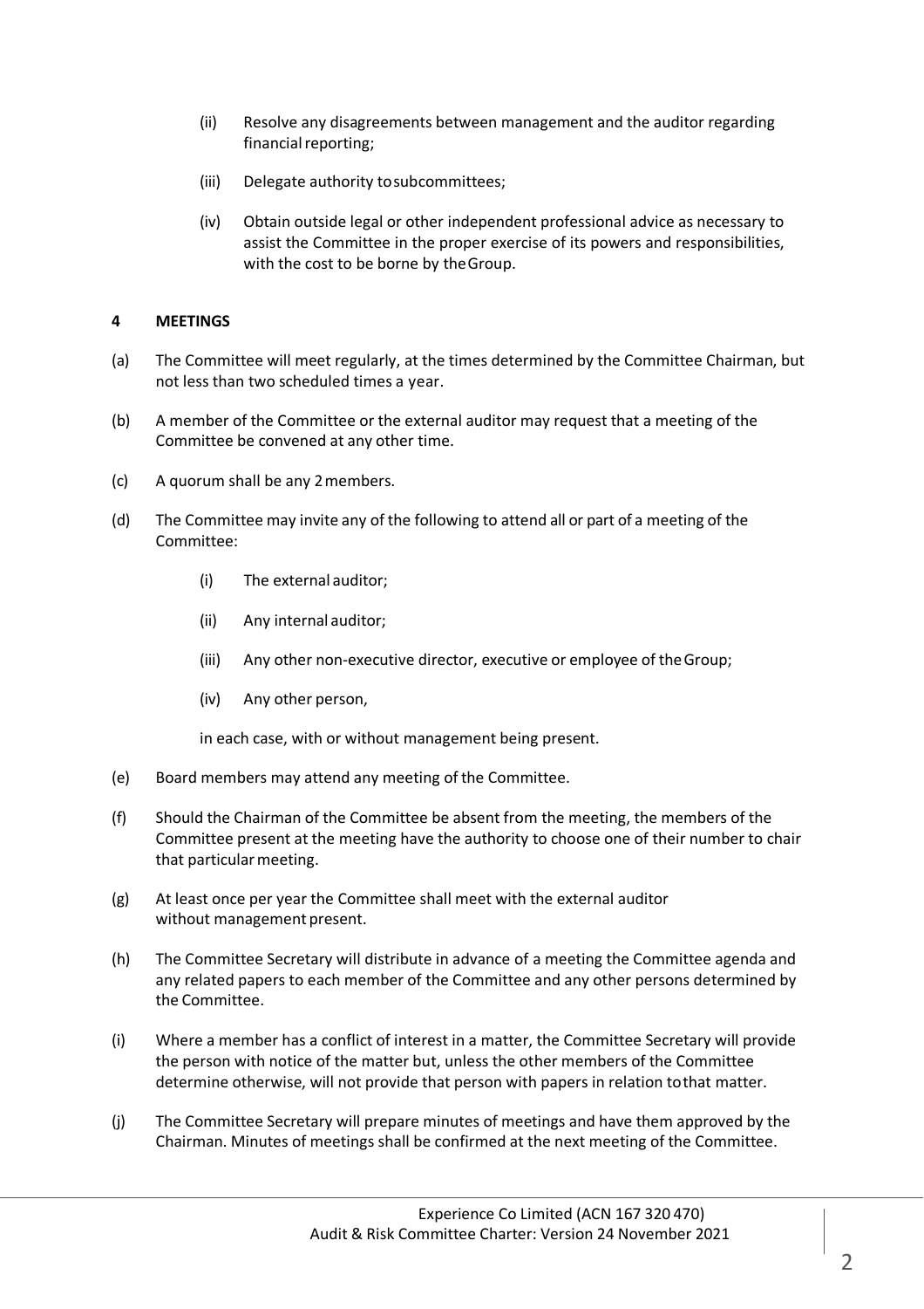(ii) Resolve any disagreements between management and the auditor regarding financial reporting;

(iii) Delegate authority to subcommittees;

(iv) Obtain outside legal or other independent professional advice as necessary to assist the Committee in the proper exercise of its powers and responsibilities, with the cost to be borne by the Group.

## 4 MEETINGS

(a) The Committee will meet regularly, at the times determined by the Committee Chairman, but not less than two scheduled times a year.

(b) A member of the Committee or the external auditor may request that a meeting of the Committee be convened at any other time.

(c) A quorum shall be any 2 members.

(d) The Committee may invite any of the following to attend all or part of a meeting of the Committee:

(i) The external auditor;

(ii) Any internal auditor;

(iii) Any other non-executive director, executive or employee of the Group;

(iv) Any other person,

in each case, with or without management being present.

(e) Board members may attend any meeting of the Committee.

(f) Should the Chairman of the Committee be absent from the meeting, the members of the Committee present at the meeting have the authority to choose one of their number to chair that particular meeting.

(g) At least once per year the Committee shall meet with the external auditor without management present.

(h) The Committee Secretary will distribute in advance of a meeting the Committee agenda and any related papers to each member of the Committee and any other persons determined by the Committee.

(i) Where a member has a conflict of interest in a matter, the Committee Secretary will provide the person with notice of the matter but, unless the other members of the Committee determine otherwise, will not provide that person with papers in relation to that matter.

(j) The Committee Secretary will prepare minutes of meetings and have them approved by the Chairman. Minutes of meetings shall be confirmed at the next meeting of the Committee.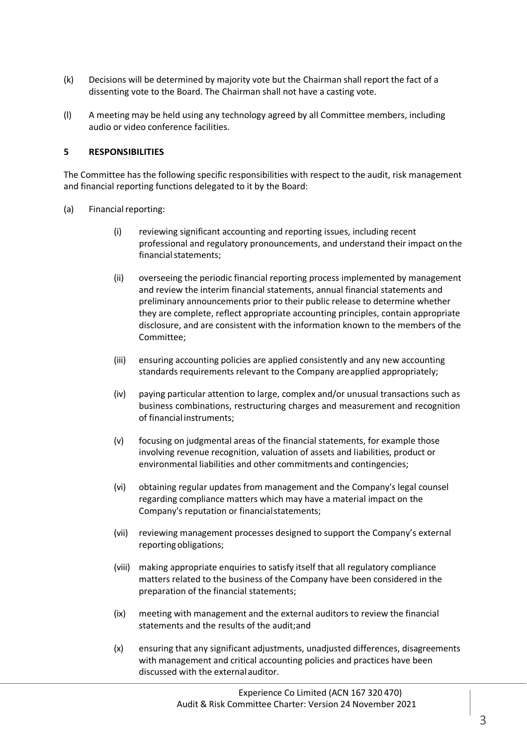(k) Decisions will be determined by majority vote but the Chairman shall report the fact of a dissenting vote to the Board. The Chairman shall not have a casting vote.

(l) A meeting may be held using any technology agreed by all Committee members, including audio or video conference facilities.

## 5 RESPONSIBILITIES

The Committee has the following specific responsibilities with respect to the audit, risk management and financial reporting functions delegated to it by the Board:

(a) Financial reporting:

(i) reviewing significant accounting and reporting issues, including recent professional and regulatory pronouncements, and understand their impact on the financial statements;

(ii) overseeing the periodic financial reporting process implemented by management and review the interim financial statements, annual financial statements and preliminary announcements prior to their public release to determine whether they are complete, reflect appropriate accounting principles, contain appropriate disclosure, and are consistent with the information known to the members of the Committee;

(iii) ensuring accounting policies are applied consistently and any new accounting standards requirements relevant to the Company are applied appropriately;

(iv) paying particular attention to large, complex and/or unusual transactions such as business combinations, restructuring charges and measurement and recognition of financial instruments;

(v) focusing on judgmental areas of the financial statements, for example those involving revenue recognition, valuation of assets and liabilities, product or environmental liabilities and other commitments and contingencies;

(vi) obtaining regular updates from management and the Company's legal counsel regarding compliance matters which may have a material impact on the Company's reputation or financial statements;

(vii) reviewing management processes designed to support the Company's external reporting obligations;

(viii) making appropriate enquiries to satisfy itself that all regulatory compliance matters related to the business of the Company have been considered in the preparation of the financial statements;

(ix) meeting with management and the external auditors to review the financial statements and the results of the audit; and

(x) ensuring that any significant adjustments, unadjusted differences, disagreements with management and critical accounting policies and practices have been discussed with the external auditor.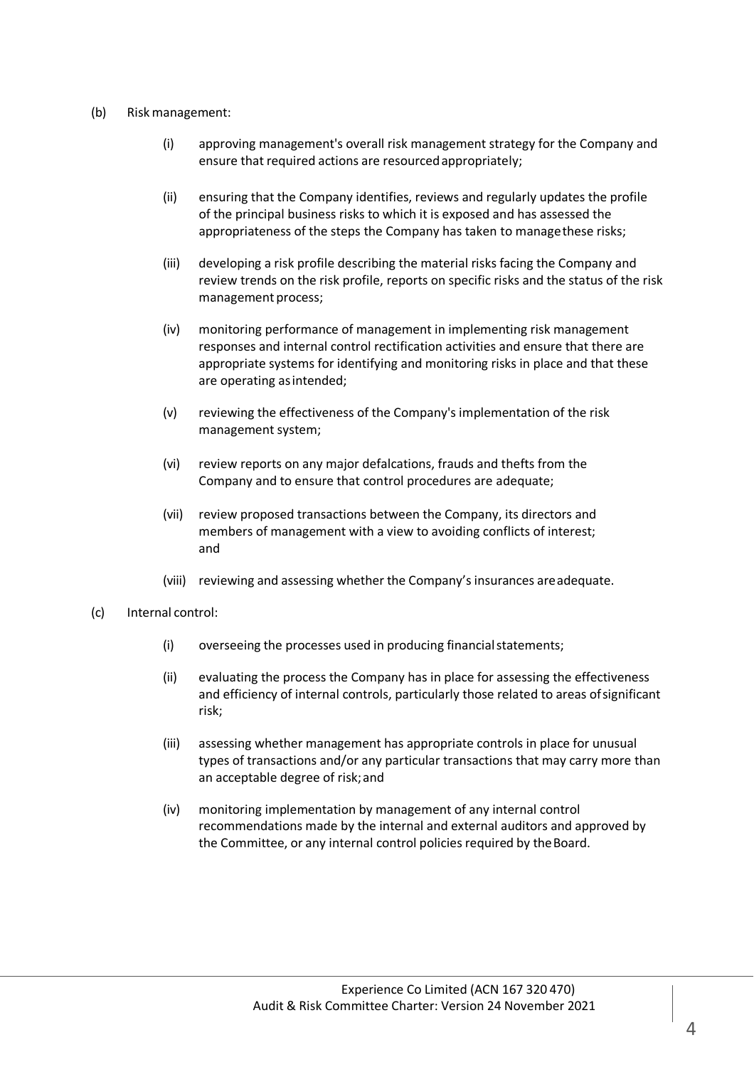(b) Risk management:

(i) approving management's overall risk management strategy for the Company and ensure that required actions are resourced appropriately;

(ii) ensuring that the Company identifies, reviews and regularly updates the profile of the principal business risks to which it is exposed and has assessed the appropriateness of the steps the Company has taken to manage these risks;

(iii) developing a risk profile describing the material risks facing the Company and review trends on the risk profile, reports on specific risks and the status of the risk management process;

(iv) monitoring performance of management in implementing risk management responses and internal control rectification activities and ensure that there are appropriate systems for identifying and monitoring risks in place and that these are operating as intended;

(v) reviewing the effectiveness of the Company's implementation of the risk management system;

(vi) review reports on any major defalcations, frauds and thefts from the Company and to ensure that control procedures are adequate;

(vii) review proposed transactions between the Company, its directors and members of management with a view to avoiding conflicts of interest; and

(viii) reviewing and assessing whether the Company's insurances are adequate.

(c) Internal control:

(i) overseeing the processes used in producing financial statements;

(ii) evaluating the process the Company has in place for assessing the effectiveness and efficiency of internal controls, particularly those related to areas of significant risk;

(iii) assessing whether management has appropriate controls in place for unusual types of transactions and/or any particular transactions that may carry more than an acceptable degree of risk; and

(iv) monitoring implementation by management of any internal control recommendations made by the internal and external auditors and approved by the Committee, or any internal control policies required by the Board.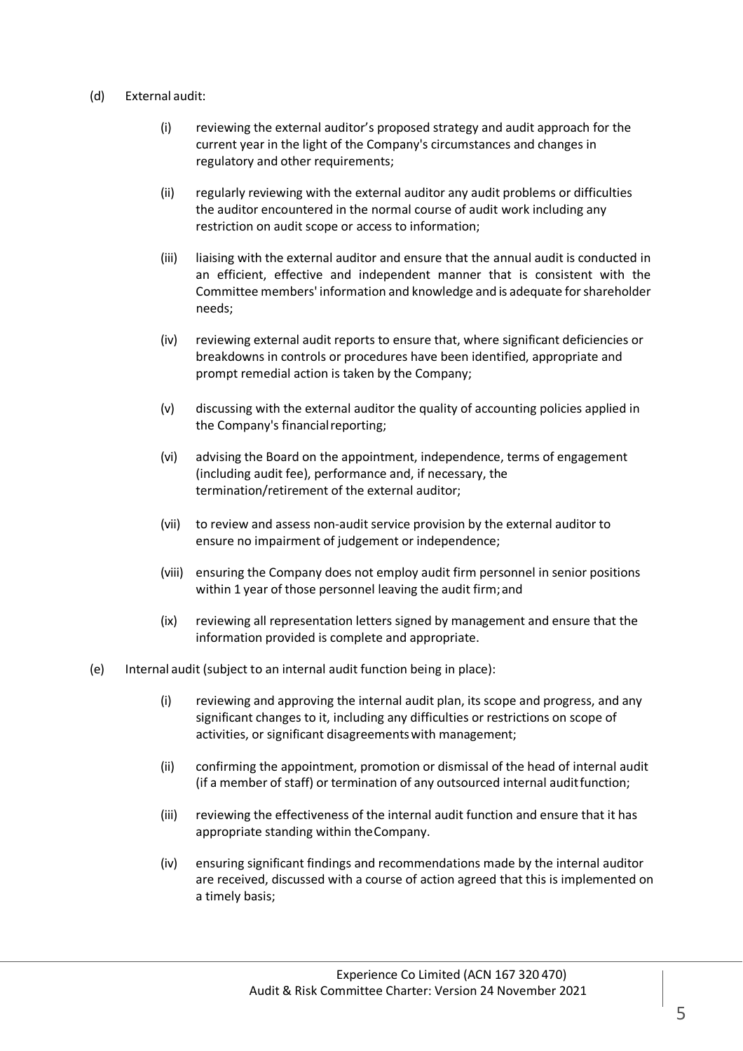(d) External audit:

  (i) reviewing the external auditor's proposed strategy and audit approach for the current year in the light of the Company's circumstances and changes in regulatory and other requirements;

  (ii) regularly reviewing with the external auditor any audit problems or difficulties the auditor encountered in the normal course of audit work including any restriction on audit scope or access to information;

  (iii) liaising with the external auditor and ensure that the annual audit is conducted in an efficient, effective and independent manner that is consistent with the Committee members' information and knowledge and is adequate for shareholder needs;

  (iv) reviewing external audit reports to ensure that, where significant deficiencies or breakdowns in controls or procedures have been identified, appropriate and prompt remedial action is taken by the Company;

  (v) discussing with the external auditor the quality of accounting policies applied in the Company's financial reporting;

  (vi) advising the Board on the appointment, independence, terms of engagement (including audit fee), performance and, if necessary, the termination/retirement of the external auditor;

  (vii) to review and assess non-audit service provision by the external auditor to ensure no impairment of judgement or independence;

  (viii) ensuring the Company does not employ audit firm personnel in senior positions within 1 year of those personnel leaving the audit firm; and

  (ix) reviewing all representation letters signed by management and ensure that the information provided is complete and appropriate.

(e) Internal audit (subject to an internal audit function being in place):

  (i) reviewing and approving the internal audit plan, its scope and progress, and any significant changes to it, including any difficulties or restrictions on scope of activities, or significant disagreements with management;

  (ii) confirming the appointment, promotion or dismissal of the head of internal audit (if a member of staff) or termination of any outsourced internal audit function;

  (iii) reviewing the effectiveness of the internal audit function and ensure that it has appropriate standing within the Company.

  (iv) ensuring significant findings and recommendations made by the internal auditor are received, discussed with a course of action agreed that this is implemented on a timely basis;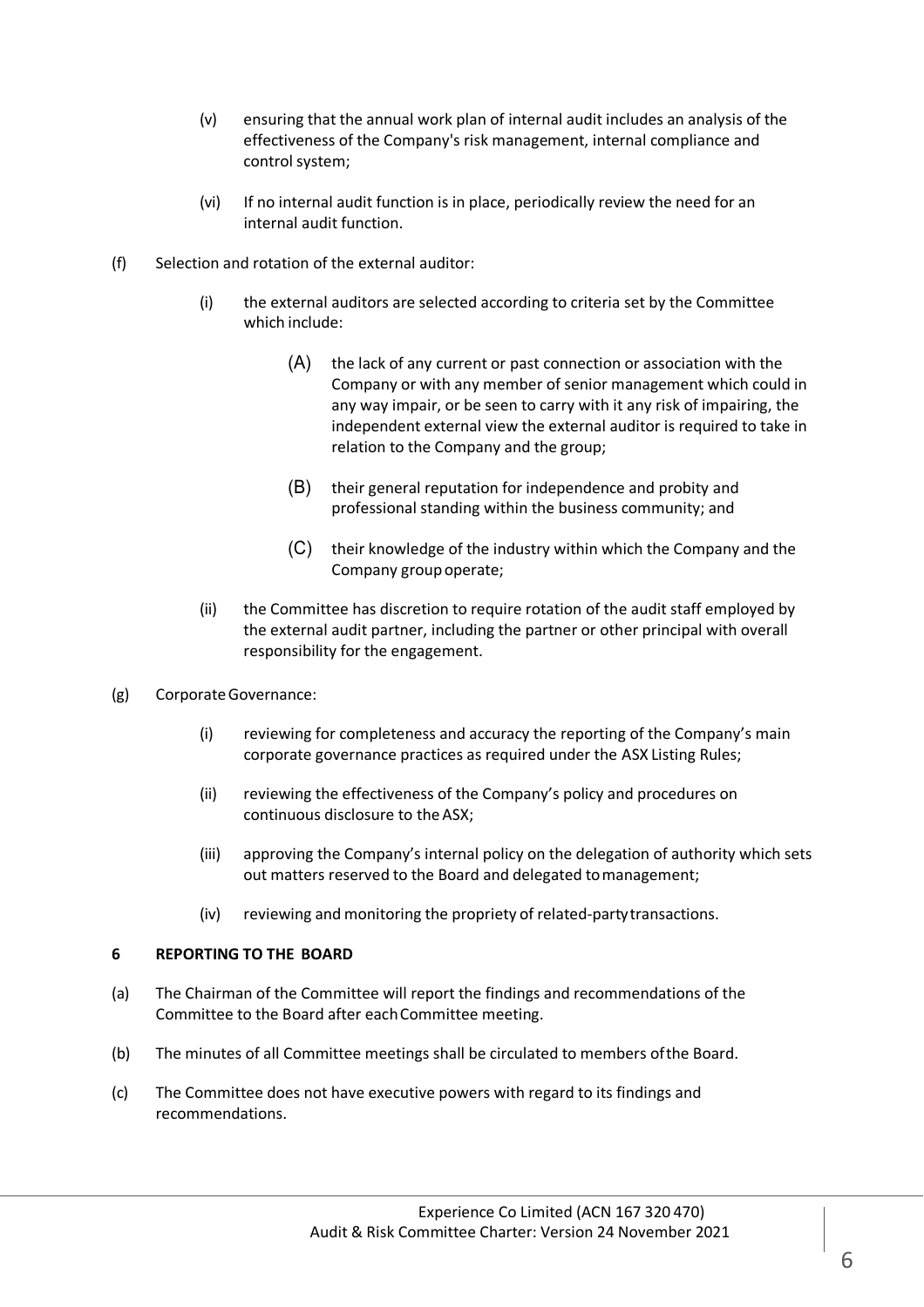(v) ensuring that the annual work plan of internal audit includes an analysis of the effectiveness of the Company's risk management, internal compliance and control system;

(vi) If no internal audit function is in place, periodically review the need for an internal audit function.

(f) Selection and rotation of the external auditor:

(i) the external auditors are selected according to criteria set by the Committee which include:

(A) the lack of any current or past connection or association with the Company or with any member of senior management which could in any way impair, or be seen to carry with it any risk of impairing, the independent external view the external auditor is required to take in relation to the Company and the group;

(B) their general reputation for independence and probity and professional standing within the business community; and

(C) their knowledge of the industry within which the Company and the Company group operate;

(ii) the Committee has discretion to require rotation of the audit staff employed by the external audit partner, including the partner or other principal with overall responsibility for the engagement.

(g) Corporate Governance:

(i) reviewing for completeness and accuracy the reporting of the Company's main corporate governance practices as required under the ASX Listing Rules;

(ii) reviewing the effectiveness of the Company's policy and procedures on continuous disclosure to the ASX;

(iii) approving the Company's internal policy on the delegation of authority which sets out matters reserved to the Board and delegated to management;

(iv) reviewing and monitoring the propriety of related-party transactions.

**6 REPORTING TO THE BOARD**

(a) The Chairman of the Committee will report the findings and recommendations of the Committee to the Board after each Committee meeting.

(b) The minutes of all Committee meetings shall be circulated to members of the Board.

(c) The Committee does not have executive powers with regard to its findings and recommendations.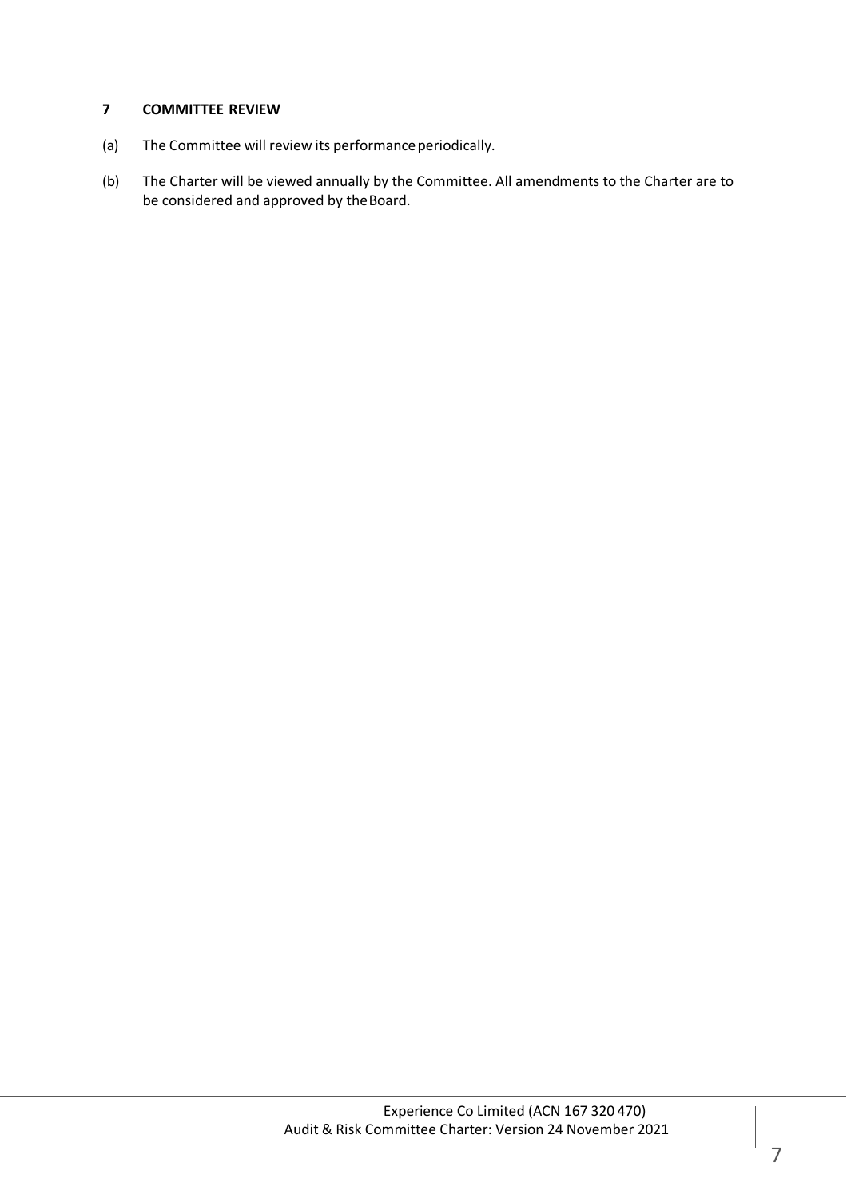## 7 COMMITTEE REVIEW

(a) The Committee will review its performance periodically.

(b) The Charter will be viewed annually by the Committee. All amendments to the Charter are to be considered and approved by the Board.